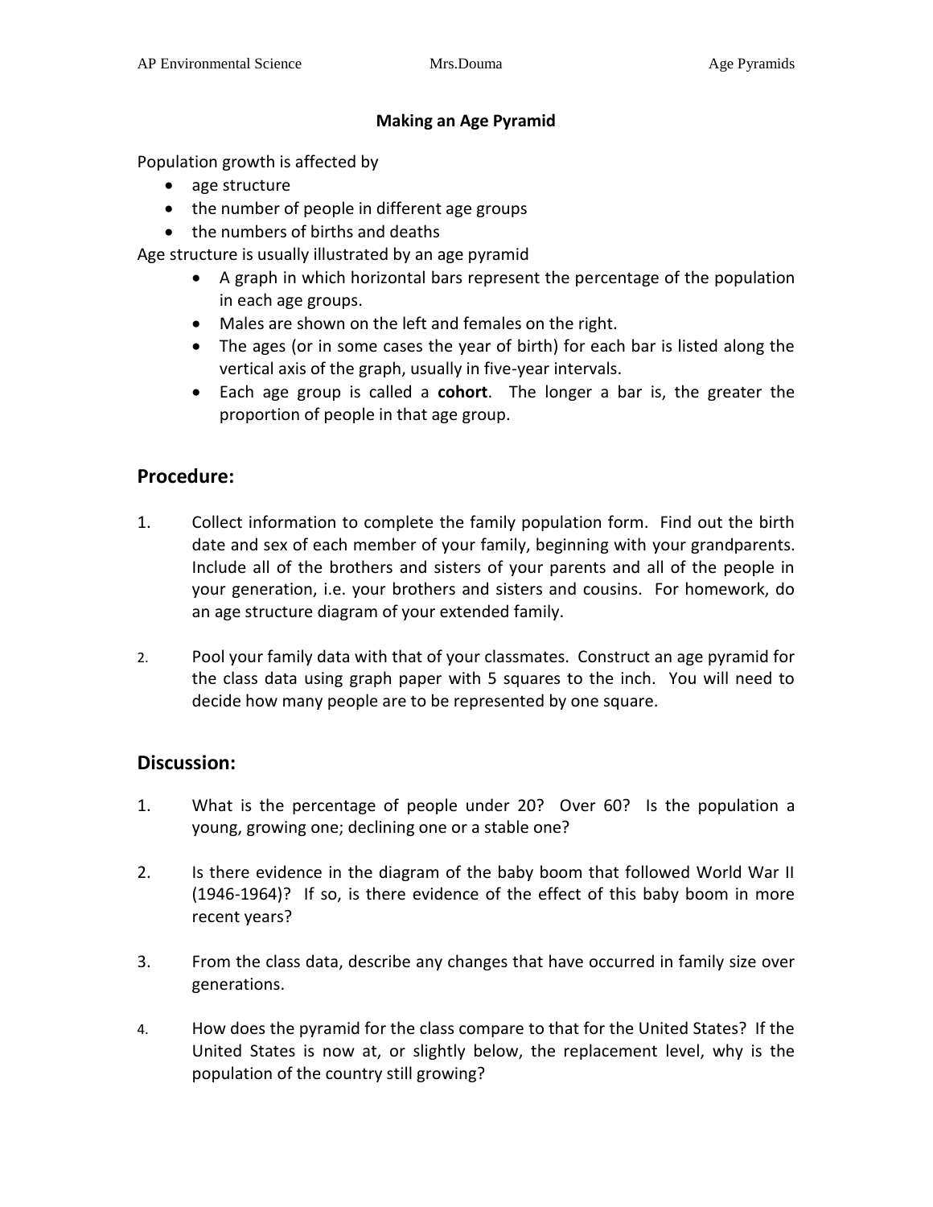# Making an Age Pyramid

Population growth is affected by

- age structure
- the number of people in different age groups
- the numbers of births and deaths

Age structure is usually illustrated by an age pyramid

- A graph in which horizontal bars represent the percentage of the population in each age groups.
- Males are shown on the left and females on the right.
- The ages (or in some cases the year of birth) for each bar is listed along the vertical axis of the graph, usually in five-year intervals.
- Each age group is called a **cohort**. The longer a bar is, the greater the proportion of people in that age group.

## Procedure:

1. Collect information to complete the family population form. Find out the birth date and sex of each member of your family, beginning with your grandparents. Include all of the brothers and sisters of your parents and all of the people in your generation, i.e. your brothers and sisters and cousins. For homework, do an age structure diagram of your extended family.

2. Pool your family data with that of your classmates. Construct an age pyramid for the class data using graph paper with 5 squares to the inch. You will need to decide how many people are to be represented by one square.

## Discussion:

1. What is the percentage of people under 20? Over 60? Is the population a young, growing one; declining one or a stable one?

2. Is there evidence in the diagram of the baby boom that followed World War II (1946-1964)? If so, is there evidence of the effect of this baby boom in more recent years?

3. From the class data, describe any changes that have occurred in family size over generations.

4. How does the pyramid for the class compare to that for the United States? If the United States is now at, or slightly below, the replacement level, why is the population of the country still growing?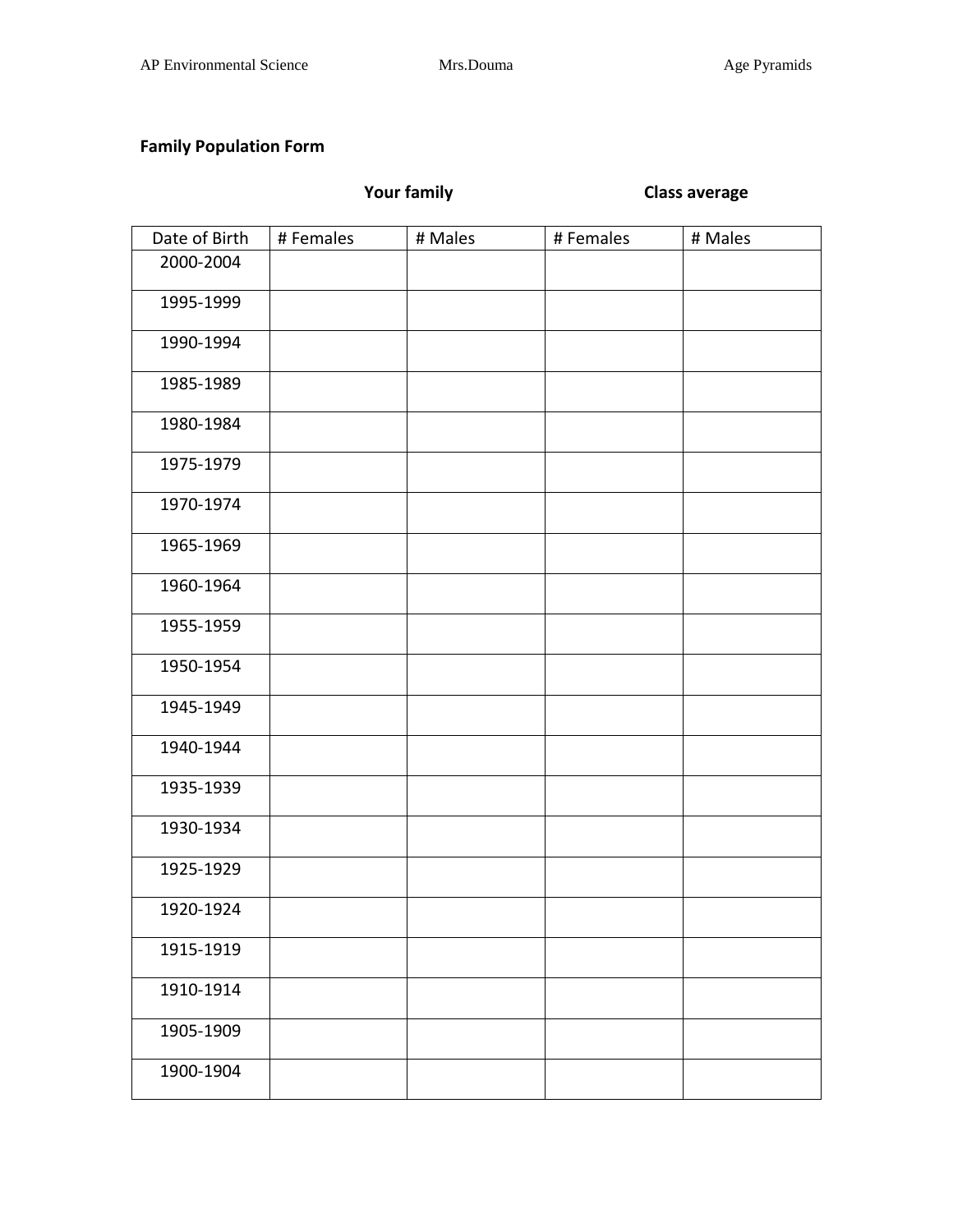**Family Population Form**

| | Your family | | Class average | |
|---|---|---|---|---|
| Date of Birth | # Females | # Males | # Females | # Males |
| 2000-2004 | | | | |
| 1995-1999 | | | | |
| 1990-1994 | | | | |
| 1985-1989 | | | | |
| 1980-1984 | | | | |
| 1975-1979 | | | | |
| 1970-1974 | | | | |
| 1965-1969 | | | | |
| 1960-1964 | | | | |
| 1955-1959 | | | | |
| 1950-1954 | | | | |
| 1945-1949 | | | | |
| 1940-1944 | | | | |
| 1935-1939 | | | | |
| 1930-1934 | | | | |
| 1925-1929 | | | | |
| 1920-1924 | | | | |
| 1915-1919 | | | | |
| 1910-1914 | | | | |
| 1905-1909 | | | | |
| 1900-1904 | | | | |